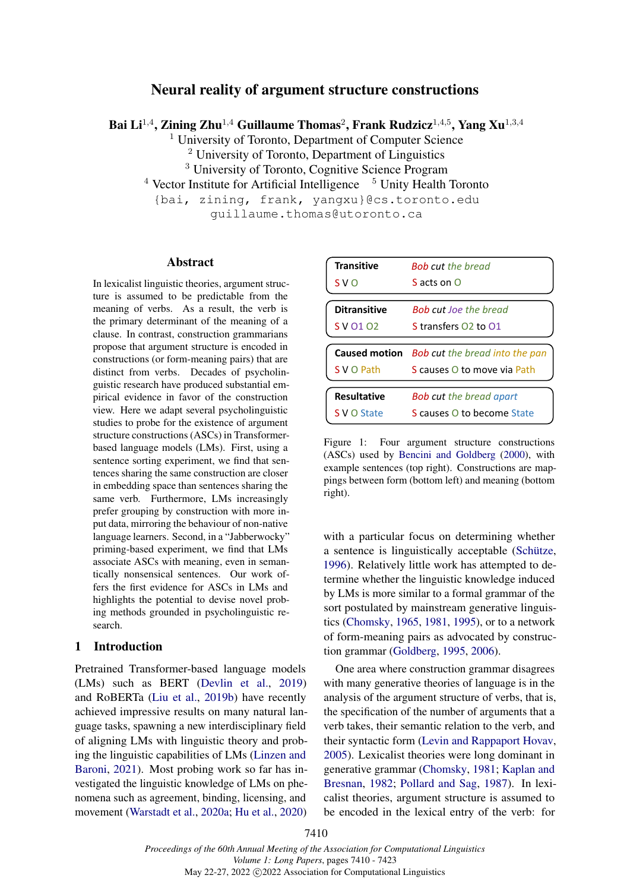# Neural reality of argument structure constructions

**Bai Li[1,4], Zining Zhu[1,4] Guillaume Thomas[2], Frank Rudzicz[1,4,5], Yang Xu[1,3,4]**

[1] University of Toronto, Department of Computer Science
[2] University of Toronto, Department of Linguistics
[3] University of Toronto, Cognitive Science Program
[4] Vector Institute for Artificial Intelligence [5] Unity Health Toronto

{bai, zining, frank, yangxu}@cs.toronto.edu
guillaume.thomas@utoronto.ca

## Abstract

In lexicalist linguistic theories, argument structure is assumed to be predictable from the meaning of verbs. As a result, the verb is the primary determinant of the meaning of a clause. In contrast, construction grammarians propose that argument structure is encoded in constructions (or form-meaning pairs) that are distinct from verbs. Decades of psycholinguistic research have produced substantial empirical evidence in favor of the construction view. Here we adapt several psycholinguistic studies to probe for the existence of argument structure constructions (ASCs) in Transformer-based language models (LMs). First, using a sentence sorting experiment, we find that sentences sharing the same construction are closer in embedding space than sentences sharing the same verb. Furthermore, LMs increasingly prefer grouping by construction with more input data, mirroring the behaviour of non-native language learners. Second, in a "Jabberwocky" priming-based experiment, we find that LMs associate ASCs with meaning, even in semantically nonsensical sentences. Our work offers the first evidence for ASCs in LMs and highlights the potential to devise novel probing methods grounded in psycholinguistic research.

## 1 Introduction

Pretrained Transformer-based language models (LMs) such as BERT (Devlin et al., 2019) and RoBERTa (Liu et al., 2019b) have recently achieved impressive results on many natural language tasks, spawning a new interdisciplinary field of aligning LMs with linguistic theory and probing the linguistic capabilities of LMs (Linzen and Baroni, 2021). Most probing work so far has investigated the linguistic knowledge of LMs on phenomena such as agreement, binding, licensing, and movement (Warstadt et al., 2020a; Hu et al., 2020) with a particular focus on determining whether a sentence is linguistically acceptable (Schütze, 1996). Relatively little work has attempted to determine whether the linguistic knowledge induced by LMs is more similar to a formal grammar of the sort postulated by mainstream generative linguistics (Chomsky, 1965, 1981, 1995), or to a network of form-meaning pairs as advocated by construction grammar (Goldberg, 1995, 2006).

| | | |
|---|---|---|
| **Transitive** | *Bob cut the bread* | |
| S V O | S acts on O | |
| **Ditransitive** | *Bob cut Joe the bread* | |
| S V O1 O2 | S transfers O2 to O1 | |
| **Caused motion** | *Bob cut the bread into the pan* | |
| S V O Path | S causes O to move via Path | |
| **Resultative** | *Bob cut the bread apart* | |
| S V O State | S causes O to become State | |

Figure 1: Four argument structure constructions (ASCs) used by Bencini and Goldberg (2000), with example sentences (top right). Constructions are mappings between form (bottom left) and meaning (bottom right).

One area where construction grammar disagrees with many generative theories of language is in the analysis of the argument structure of verbs, that is, the specification of the number of arguments that a verb takes, their semantic relation to the verb, and their syntactic form (Levin and Rappaport Hovav, 2005). Lexicalist theories were long dominant in generative grammar (Chomsky, 1981; Kaplan and Bresnan, 1982; Pollard and Sag, 1987). In lexicalist theories, argument structure is assumed to be encoded in the lexical entry of the verb: for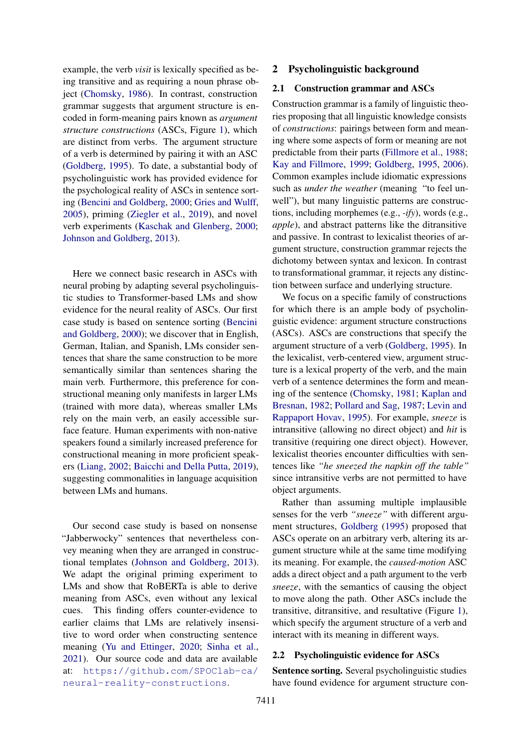example, the verb *visit* is lexically specified as being transitive and as requiring a noun phrase object (Chomsky, 1986). In contrast, construction grammar suggests that argument structure is encoded in form-meaning pairs known as *argument structure constructions* (ASCs, Figure 1), which are distinct from verbs. The argument structure of a verb is determined by pairing it with an ASC (Goldberg, 1995). To date, a substantial body of psycholinguistic work has provided evidence for the psychological reality of ASCs in sentence sorting (Bencini and Goldberg, 2000; Gries and Wulff, 2005), priming (Ziegler et al., 2019), and novel verb experiments (Kaschak and Glenberg, 2000; Johnson and Goldberg, 2013).

Here we connect basic research in ASCs with neural probing by adapting several psycholinguistic studies to Transformer-based LMs and show evidence for the neural reality of ASCs. Our first case study is based on sentence sorting (Bencini and Goldberg, 2000); we discover that in English, German, Italian, and Spanish, LMs consider sentences that share the same construction to be more semantically similar than sentences sharing the main verb. Furthermore, this preference for constructional meaning only manifests in larger LMs (trained with more data), whereas smaller LMs rely on the main verb, an easily accessible surface feature. Human experiments with non-native speakers found a similarly increased preference for constructional meaning in more proficient speakers (Liang, 2002; Baicchi and Della Putta, 2019), suggesting commonalities in language acquisition between LMs and humans.

Our second case study is based on nonsense "Jabberwocky" sentences that nevertheless convey meaning when they are arranged in constructional templates (Johnson and Goldberg, 2013). We adapt the original priming experiment to LMs and show that RoBERTa is able to derive meaning from ASCs, even without any lexical cues. This finding offers counter-evidence to earlier claims that LMs are relatively insensitive to word order when constructing sentence meaning (Yu and Ettinger, 2020; Sinha et al., 2021). Our source code and data are available at: https://github.com/SPOClab-ca/neural-reality-constructions.

## 2 Psycholinguistic background

### 2.1 Construction grammar and ASCs

Construction grammar is a family of linguistic theories proposing that all linguistic knowledge consists of *constructions*: pairings between form and meaning where some aspects of form or meaning are not predictable from their parts (Fillmore et al., 1988; Kay and Fillmore, 1999; Goldberg, 1995, 2006). Common examples include idiomatic expressions such as *under the weather* (meaning "to feel unwell"), but many linguistic patterns are constructions, including morphemes (e.g., *-ify*), words (e.g., *apple*), and abstract patterns like the ditransitive and passive. In contrast to lexicalist theories of argument structure, construction grammar rejects the dichotomy between syntax and lexicon. In contrast to transformational grammar, it rejects any distinction between surface and underlying structure.

We focus on a specific family of constructions for which there is an ample body of psycholinguistic evidence: argument structure constructions (ASCs). ASCs are constructions that specify the argument structure of a verb (Goldberg, 1995). In the lexicalist, verb-centered view, argument structure is a lexical property of the verb, and the main verb of a sentence determines the form and meaning of the sentence (Chomsky, 1981; Kaplan and Bresnan, 1982; Pollard and Sag, 1987; Levin and Rappaport Hovav, 1995). For example, *sneeze* is intransitive (allowing no direct object) and *hit* is transitive (requiring one direct object). However, lexicalist theories encounter difficulties with sentences like *"he sneezed the napkin off the table"* since intransitive verbs are not permitted to have object arguments.

Rather than assuming multiple implausible senses for the verb *"sneeze"* with different argument structures, Goldberg (1995) proposed that ASCs operate on an arbitrary verb, altering its argument structure while at the same time modifying its meaning. For example, the *caused-motion* ASC adds a direct object and a path argument to the verb *sneeze*, with the semantics of causing the object to move along the path. Other ASCs include the transitive, ditransitive, and resultative (Figure 1), which specify the argument structure of a verb and interact with its meaning in different ways.

### 2.2 Psycholinguistic evidence for ASCs

**Sentence sorting.** Several psycholinguistic studies have found evidence for argument structure con-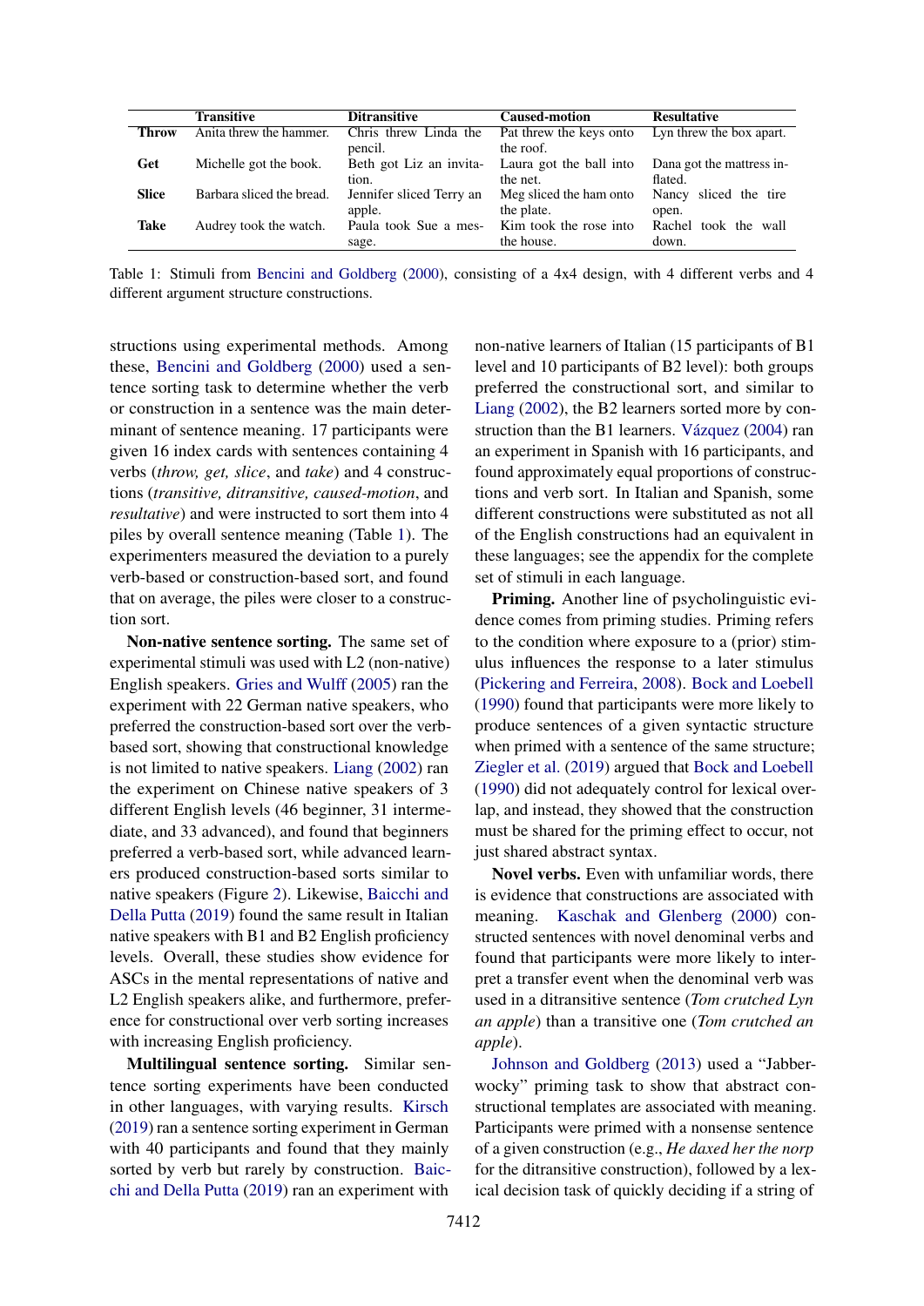| | Transitive | Ditransitive | Caused-motion | Resultative |
|---|---|---|---|---|
| **Throw** | Anita threw the hammer. | Chris threw Linda the pencil. | Pat threw the keys onto the roof. | Lyn threw the box apart. |
| **Get** | Michelle got the book. | Beth got Liz an invitation. | Laura got the ball into the net. | Dana got the mattress inflated. |
| **Slice** | Barbara sliced the bread. | Jennifer sliced Terry an apple. | Meg sliced the ham onto the plate. | Nancy sliced the tire open. |
| **Take** | Audrey took the watch. | Paula took Sue a message. | Kim took the rose into the house. | Rachel took the wall down. |

Table 1: Stimuli from Bencini and Goldberg (2000), consisting of a 4x4 design, with 4 different verbs and 4 different argument structure constructions.

structions using experimental methods. Among these, Bencini and Goldberg (2000) used a sentence sorting task to determine whether the verb or construction in a sentence was the main determinant of sentence meaning. 17 participants were given 16 index cards with sentences containing 4 verbs (*throw, get, slice*, and *take*) and 4 constructions (*transitive, ditransitive, caused-motion*, and *resultative*) and were instructed to sort them into 4 piles by overall sentence meaning (Table 1). The experimenters measured the deviation to a purely verb-based or construction-based sort, and found that on average, the piles were closer to a construction sort.

**Non-native sentence sorting.** The same set of experimental stimuli was used with L2 (non-native) English speakers. Gries and Wulff (2005) ran the experiment with 22 German native speakers, who preferred the construction-based sort over the verb-based sort, showing that constructional knowledge is not limited to native speakers. Liang (2002) ran the experiment on Chinese native speakers of 3 different English levels (46 beginner, 31 intermediate, and 33 advanced), and found that beginners preferred a verb-based sort, while advanced learners produced construction-based sorts similar to native speakers (Figure 2). Likewise, Baicchi and Della Putta (2019) found the same result in Italian native speakers with B1 and B2 English proficiency levels. Overall, these studies show evidence for ASCs in the mental representations of native and L2 English speakers alike, and furthermore, preference for constructional over verb sorting increases with increasing English proficiency.

**Multilingual sentence sorting.** Similar sentence sorting experiments have been conducted in other languages, with varying results. Kirsch (2019) ran a sentence sorting experiment in German with 40 participants and found that they mainly sorted by verb but rarely by construction. Baicchi and Della Putta (2019) ran an experiment with non-native learners of Italian (15 participants of B1 level and 10 participants of B2 level): both groups preferred the constructional sort, and similar to Liang (2002), the B2 learners sorted more by construction than the B1 learners. Vázquez (2004) ran an experiment in Spanish with 16 participants, and found approximately equal proportions of constructions and verb sort. In Italian and Spanish, some different constructions were substituted as not all of the English constructions had an equivalent in these languages; see the appendix for the complete set of stimuli in each language.

**Priming.** Another line of psycholinguistic evidence comes from priming studies. Priming refers to the condition where exposure to a (prior) stimulus influences the response to a later stimulus (Pickering and Ferreira, 2008). Bock and Loebell (1990) found that participants were more likely to produce sentences of a given syntactic structure when primed with a sentence of the same structure; Ziegler et al. (2019) argued that Bock and Loebell (1990) did not adequately control for lexical overlap, and instead, they showed that the construction must be shared for the priming effect to occur, not just shared abstract syntax.

**Novel verbs.** Even with unfamiliar words, there is evidence that constructions are associated with meaning. Kaschak and Glenberg (2000) constructed sentences with novel denominal verbs and found that participants were more likely to interpret a transfer event when the denominal verb was used in a ditransitive sentence (*Tom crutched Lyn an apple*) than a transitive one (*Tom crutched an apple*).

Johnson and Goldberg (2013) used a "Jabberwocky" priming task to show that abstract constructional templates are associated with meaning. Participants were primed with a nonsense sentence of a given construction (e.g., *He daxed her the norp* for the ditransitive construction), followed by a lexical decision task of quickly deciding if a string of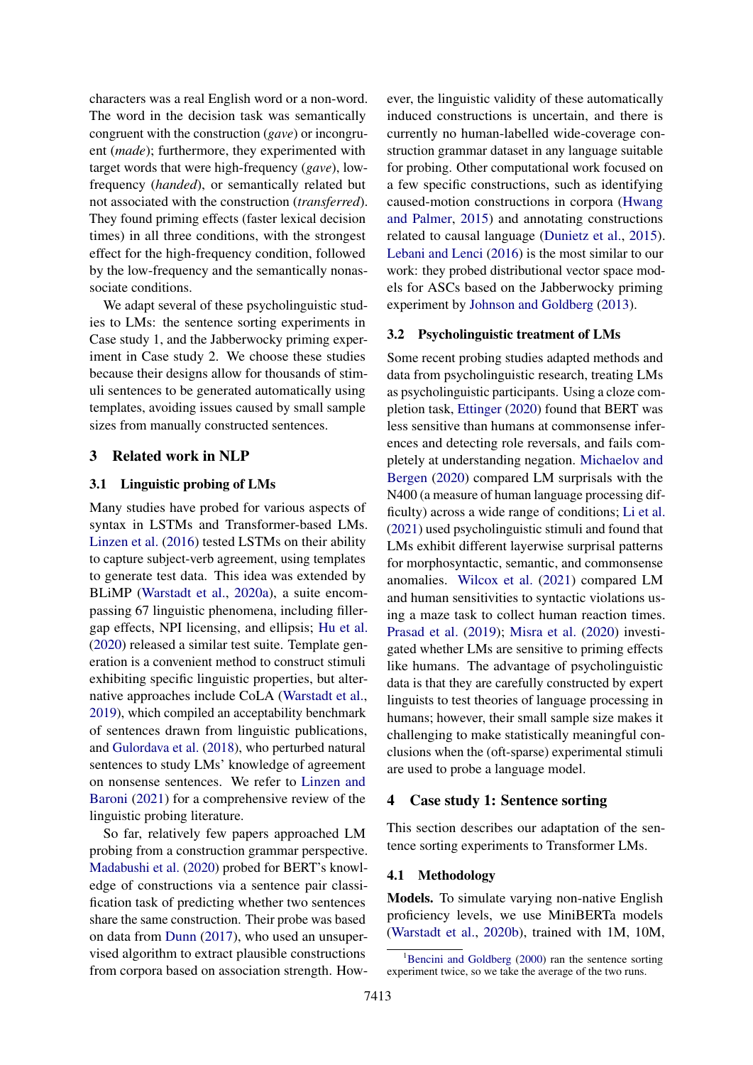characters was a real English word or a non-word. The word in the decision task was semantically congruent with the construction (*gave*) or incongruent (*made*); furthermore, they experimented with target words that were high-frequency (*gave*), low-frequency (*handed*), or semantically related but not associated with the construction (*transferred*). They found priming effects (faster lexical decision times) in all three conditions, with the strongest effect for the high-frequency condition, followed by the low-frequency and the semantically nonassociate conditions.

We adapt several of these psycholinguistic studies to LMs: the sentence sorting experiments in Case study 1, and the Jabberwocky priming experiment in Case study 2. We choose these studies because their designs allow for thousands of stimuli sentences to be generated automatically using templates, avoiding issues caused by small sample sizes from manually constructed sentences.

## 3 Related work in NLP

### 3.1 Linguistic probing of LMs

Many studies have probed for various aspects of syntax in LSTMs and Transformer-based LMs. Linzen et al. (2016) tested LSTMs on their ability to capture subject-verb agreement, using templates to generate test data. This idea was extended by BLiMP (Warstadt et al., 2020a), a suite encompassing 67 linguistic phenomena, including filler-gap effects, NPI licensing, and ellipsis; Hu et al. (2020) released a similar test suite. Template generation is a convenient method to construct stimuli exhibiting specific linguistic properties, but alternative approaches include CoLA (Warstadt et al., 2019), which compiled an acceptability benchmark of sentences drawn from linguistic publications, and Gulordava et al. (2018), who perturbed natural sentences to study LMs' knowledge of agreement on nonsense sentences. We refer to Linzen and Baroni (2021) for a comprehensive review of the linguistic probing literature.

So far, relatively few papers approached LM probing from a construction grammar perspective. Madabushi et al. (2020) probed for BERT's knowledge of constructions via a sentence pair classification task of predicting whether two sentences share the same construction. Their probe was based on data from Dunn (2017), who used an unsupervised algorithm to extract plausible constructions from corpora based on association strength. However, the linguistic validity of these automatically induced constructions is uncertain, and there is currently no human-labelled wide-coverage construction grammar dataset in any language suitable for probing. Other computational work focused on a few specific constructions, such as identifying caused-motion constructions in corpora (Hwang and Palmer, 2015) and annotating constructions related to causal language (Dunietz et al., 2015). Lebani and Lenci (2016) is the most similar to our work: they probed distributional vector space models for ASCs based on the Jabberwocky priming experiment by Johnson and Goldberg (2013).

### 3.2 Psycholinguistic treatment of LMs

Some recent probing studies adapted methods and data from psycholinguistic research, treating LMs as psycholinguistic participants. Using a cloze completion task, Ettinger (2020) found that BERT was less sensitive than humans at commonsense inferences and detecting role reversals, and fails completely at understanding negation. Michaelov and Bergen (2020) compared LM surprisals with the N400 (a measure of human language processing difficulty) across a wide range of conditions; Li et al. (2021) used psycholinguistic stimuli and found that LMs exhibit different layerwise surprisal patterns for morphosyntactic, semantic, and commonsense anomalies. Wilcox et al. (2021) compared LM and human sensitivities to syntactic violations using a maze task to collect human reaction times. Prasad et al. (2019); Misra et al. (2020) investigated whether LMs are sensitive to priming effects like humans. The advantage of psycholinguistic data is that they are carefully constructed by expert linguists to test theories of language processing in humans; however, their small sample size makes it challenging to make statistically meaningful conclusions when the (oft-sparse) experimental stimuli are used to probe a language model.

## 4 Case study 1: Sentence sorting

This section describes our adaptation of the sentence sorting experiments to Transformer LMs.

### 4.1 Methodology

**Models.** To simulate varying non-native English proficiency levels, we use MiniBERTa models (Warstadt et al., 2020b), trained with 1M, 10M,

[1] Bencini and Goldberg (2000) ran the sentence sorting experiment twice, so we take the average of the two runs.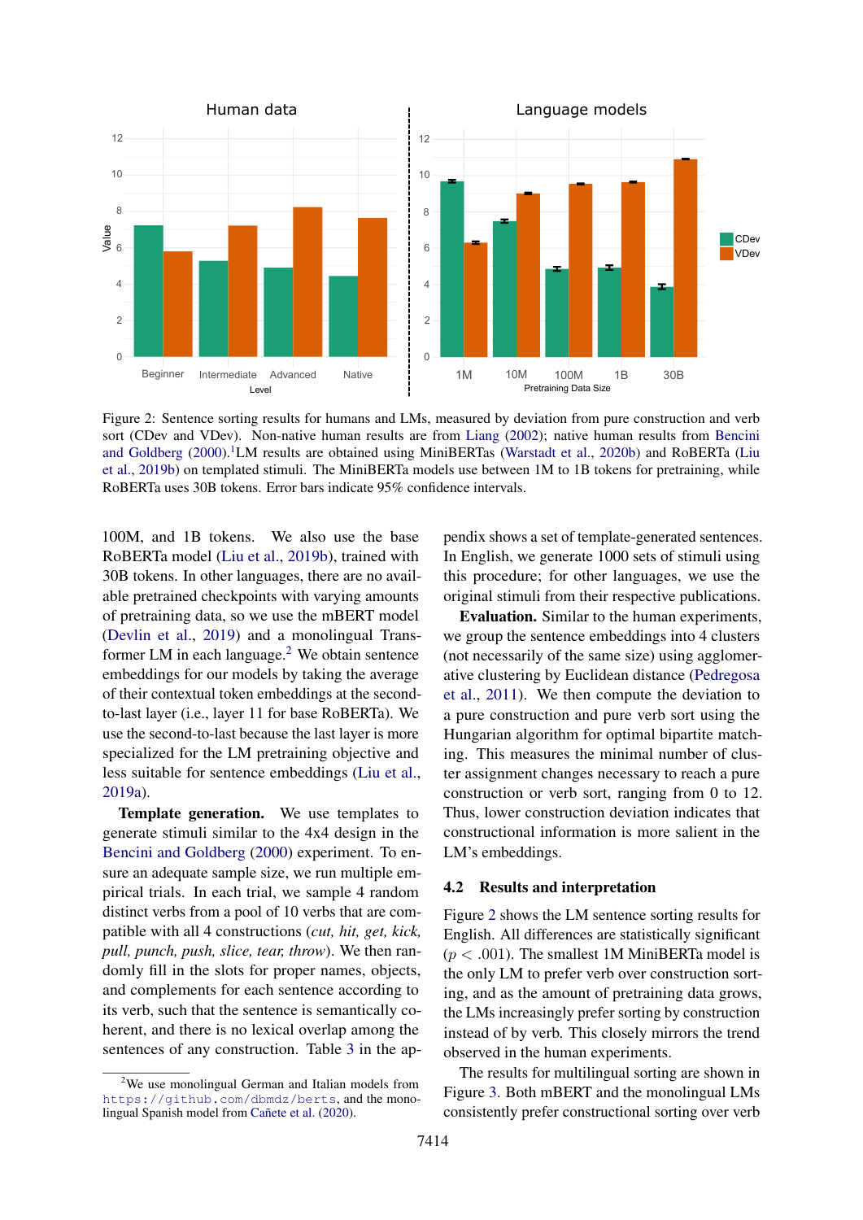Figure 2: Sentence sorting results for humans and LMs, measured by deviation from pure construction and verb sort (CDev and VDev). Non-native human results are from Liang (2002); native human results from Bencini and Goldberg (2000).[1] LM results are obtained using MiniBERTas (Warstadt et al., 2020b) and RoBERTa (Liu et al., 2019b) on templated stimuli. The MiniBERTa models use between 1M to 1B tokens for pretraining, while RoBERTa uses 30B tokens. Error bars indicate 95% confidence intervals.

100M, and 1B tokens. We also use the base RoBERTa model (Liu et al., 2019b), trained with 30B tokens. In other languages, there are no available pretrained checkpoints with varying amounts of pretraining data, so we use the mBERT model (Devlin et al., 2019) and a monolingual Transformer LM in each language.[2] We obtain sentence embeddings for our models by taking the average of their contextual token embeddings at the second-to-last layer (i.e., layer 11 for base RoBERTa). We use the second-to-last because the last layer is more specialized for the LM pretraining objective and less suitable for sentence embeddings (Liu et al., 2019a).

**Template generation.** We use templates to generate stimuli similar to the 4x4 design in the Bencini and Goldberg (2000) experiment. To ensure an adequate sample size, we run multiple empirical trials. In each trial, we sample 4 random distinct verbs from a pool of 10 verbs that are compatible with all 4 constructions (*cut, hit, get, kick, pull, punch, push, slice, tear, throw*). We then randomly fill in the slots for proper names, objects, and complements for each sentence according to its verb, such that the sentence is semantically coherent, and there is no lexical overlap among the sentences of any construction. Table 3 in the appendix shows a set of template-generated sentences. In English, we generate 1000 sets of stimuli using this procedure; for other languages, we use the original stimuli from their respective publications.

**Evaluation.** Similar to the human experiments, we group the sentence embeddings into 4 clusters (not necessarily of the same size) using agglomerative clustering by Euclidean distance (Pedregosa et al., 2011). We then compute the deviation to a pure construction and pure verb sort using the Hungarian algorithm for optimal bipartite matching. This measures the minimal number of cluster assignment changes necessary to reach a pure construction or verb sort, ranging from 0 to 12. Thus, lower construction deviation indicates that constructional information is more salient in the LM's embeddings.

## 4.2 Results and interpretation

Figure 2 shows the LM sentence sorting results for English. All differences are statistically significant ($p < .001$). The smallest 1M MiniBERTa model is the only LM to prefer verb over construction sorting, and as the amount of pretraining data grows, the LMs increasingly prefer sorting by construction instead of by verb. This closely mirrors the trend observed in the human experiments.

The results for multilingual sorting are shown in Figure 3. Both mBERT and the monolingual LMs consistently prefer constructional sorting over verb

[2] We use monolingual German and Italian models from `https://github.com/dbmdz/berts`, and the monolingual Spanish model from Cañete et al. (2020).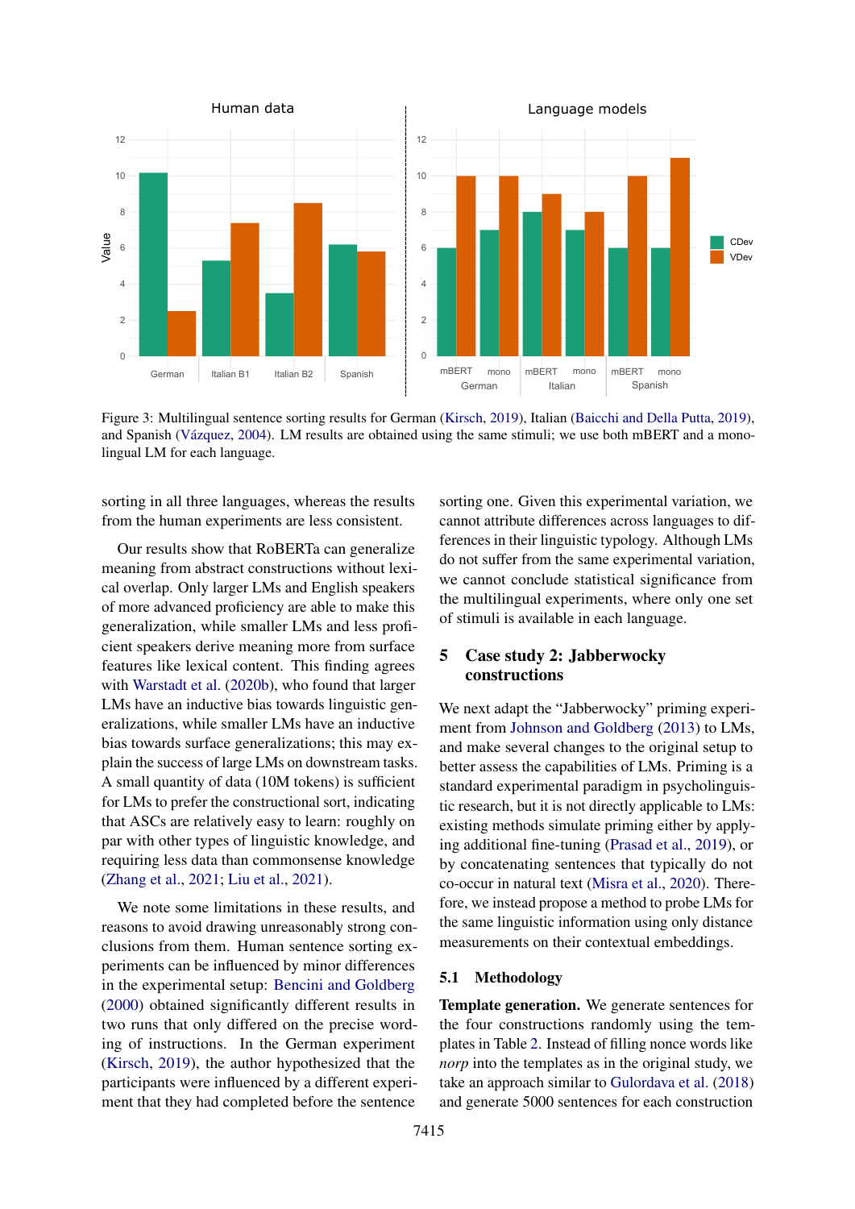Figure 3: Multilingual sentence sorting results for German (Kirsch, 2019), Italian (Baicchi and Della Putta, 2019), and Spanish (Vázquez, 2004). LM results are obtained using the same stimuli; we use both mBERT and a monolingual LM for each language.

sorting in all three languages, whereas the results from the human experiments are less consistent.

Our results show that RoBERTa can generalize meaning from abstract constructions without lexical overlap. Only larger LMs and English speakers of more advanced proficiency are able to make this generalization, while smaller LMs and less proficient speakers derive meaning more from surface features like lexical content. This finding agrees with Warstadt et al. (2020b), who found that larger LMs have an inductive bias towards linguistic generalizations, while smaller LMs have an inductive bias towards surface generalizations; this may explain the success of large LMs on downstream tasks. A small quantity of data (10M tokens) is sufficient for LMs to prefer the constructional sort, indicating that ASCs are relatively easy to learn: roughly on par with other types of linguistic knowledge, and requiring less data than commonsense knowledge (Zhang et al., 2021; Liu et al., 2021).

We note some limitations in these results, and reasons to avoid drawing unreasonably strong conclusions from them. Human sentence sorting experiments can be influenced by minor differences in the experimental setup: Bencini and Goldberg (2000) obtained significantly different results in two runs that only differed on the precise wording of instructions. In the German experiment (Kirsch, 2019), the author hypothesized that the participants were influenced by a different experiment that they had completed before the sentence sorting one. Given this experimental variation, we cannot attribute differences across languages to differences in their linguistic typology. Although LMs do not suffer from the same experimental variation, we cannot conclude statistical significance from the multilingual experiments, where only one set of stimuli is available in each language.

## 5 Case study 2: Jabberwocky constructions

We next adapt the "Jabberwocky" priming experiment from Johnson and Goldberg (2013) to LMs, and make several changes to the original setup to better assess the capabilities of LMs. Priming is a standard experimental paradigm in psycholinguistic research, but it is not directly applicable to LMs: existing methods simulate priming either by applying additional fine-tuning (Prasad et al., 2019), or by concatenating sentences that typically do not co-occur in natural text (Misra et al., 2020). Therefore, we instead propose a method to probe LMs for the same linguistic information using only distance measurements on their contextual embeddings.

### 5.1 Methodology

**Template generation.** We generate sentences for the four constructions randomly using the templates in Table 2. Instead of filling nonce words like *norp* into the templates as in the original study, we take an approach similar to Gulordava et al. (2018) and generate 5000 sentences for each construction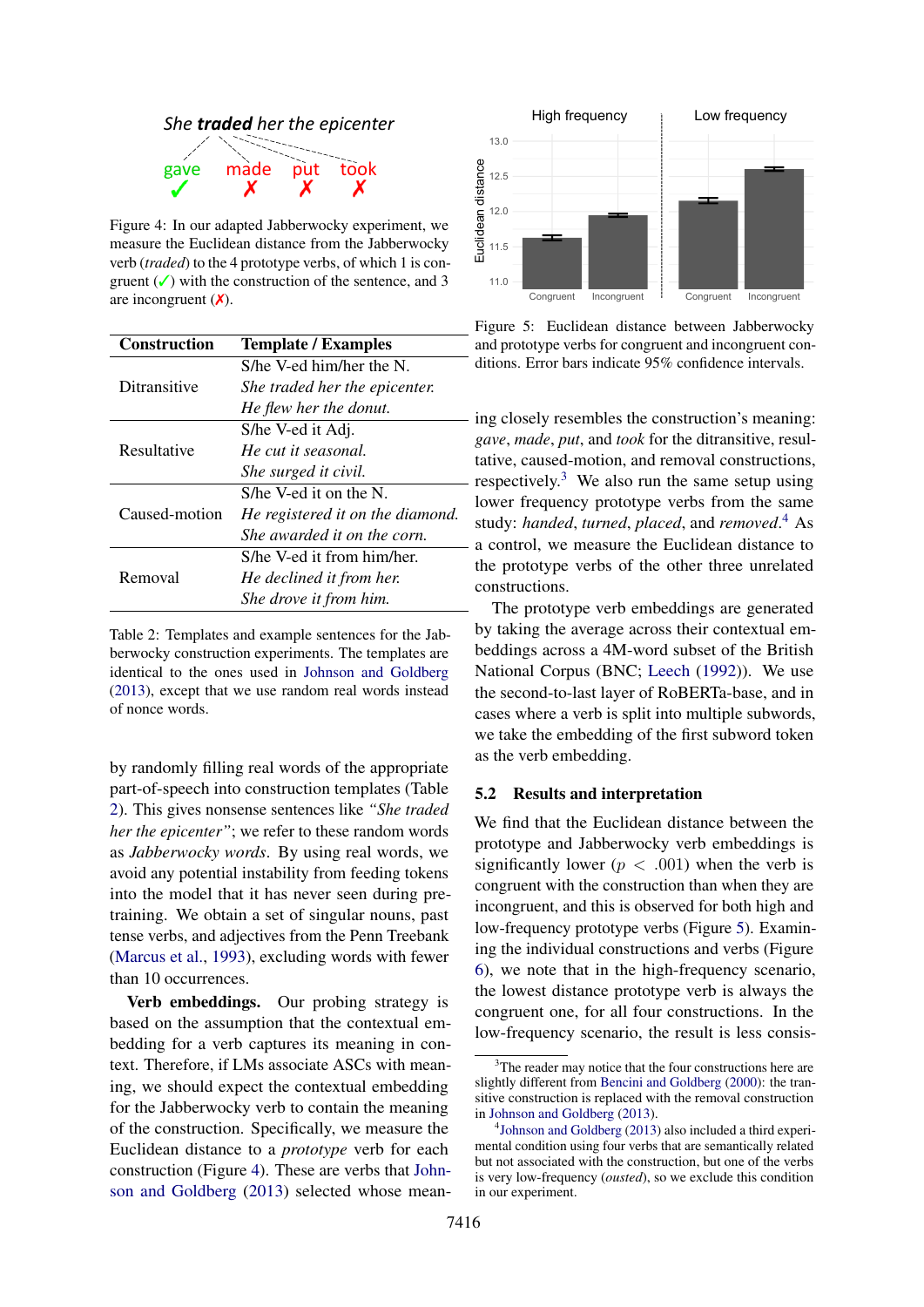Figure 4: In our adapted Jabberwocky experiment, we measure the Euclidean distance from the Jabberwocky verb (*traded*) to the 4 prototype verbs, of which 1 is congruent (✓) with the construction of the sentence, and 3 are incongruent (✗).

| Construction | Template / Examples |
|---|---|
| Ditransitive | S/he V-ed him/her the N. |
| | *She traded her the epicenter.* |
| | *He flew her the donut.* |
| Resultative | S/he V-ed it Adj. |
| | *He cut it seasonal.* |
| | *She surged it civil.* |
| Caused-motion | S/he V-ed it on the N. |
| | *He registered it on the diamond.* |
| | *She awarded it on the corn.* |
| Removal | S/he V-ed it from him/her. |
| | *He declined it from her.* |
| | *She drove it from him.* |

Table 2: Templates and example sentences for the Jabberwocky construction experiments. The templates are identical to the ones used in Johnson and Goldberg (2013), except that we use random real words instead of nonce words.

by randomly filling real words of the appropriate part-of-speech into construction templates (Table 2). This gives nonsense sentences like *"She traded her the epicenter"*; we refer to these random words as *Jabberwocky words*. By using real words, we avoid any potential instability from feeding tokens into the model that it has never seen during pre-training. We obtain a set of singular nouns, past tense verbs, and adjectives from the Penn Treebank (Marcus et al., 1993), excluding words with fewer than 10 occurrences.

**Verb embeddings.** Our probing strategy is based on the assumption that the contextual embedding for a verb captures its meaning in context. Therefore, if LMs associate ASCs with meaning, we should expect the contextual embedding for the Jabberwocky verb to contain the meaning of the construction. Specifically, we measure the Euclidean distance to a *prototype* verb for each construction (Figure 4). These are verbs that Johnson and Goldberg (2013) selected whose meaning closely resembles the construction's meaning: *gave*, *made*, *put*, and *took* for the ditransitive, resultative, caused-motion, and removal constructions, respectively.[3] We also run the same setup using lower frequency prototype verbs from the same study: *handed*, *turned*, *placed*, and *removed*.[4] As a control, we measure the Euclidean distance to the prototype verbs of the other three unrelated constructions.

Figure 5: Euclidean distance between Jabberwocky and prototype verbs for congruent and incongruent conditions. Error bars indicate 95% confidence intervals.

The prototype verb embeddings are generated by taking the average across their contextual embeddings across a 4M-word subset of the British National Corpus (BNC; Leech (1992)). We use the second-to-last layer of RoBERTa-base, and in cases where a verb is split into multiple subwords, we take the embedding of the first subword token as the verb embedding.

## 5.2 Results and interpretation

We find that the Euclidean distance between the prototype and Jabberwocky verb embeddings is significantly lower ($p < .001$) when the verb is congruent with the construction than when they are incongruent, and this is observed for both high and low-frequency prototype verbs (Figure 5). Examining the individual constructions and verbs (Figure 6), we note that in the high-frequency scenario, the lowest distance prototype verb is always the congruent one, for all four constructions. In the low-frequency scenario, the result is less consis-

[3] The reader may notice that the four constructions here are slightly different from Bencini and Goldberg (2000): the transitive construction is replaced with the removal construction in Johnson and Goldberg (2013).

[4] Johnson and Goldberg (2013) also included a third experimental condition using four verbs that are semantically related but not associated with the construction, but one of the verbs is very low-frequency (*ousted*), so we exclude this condition in our experiment.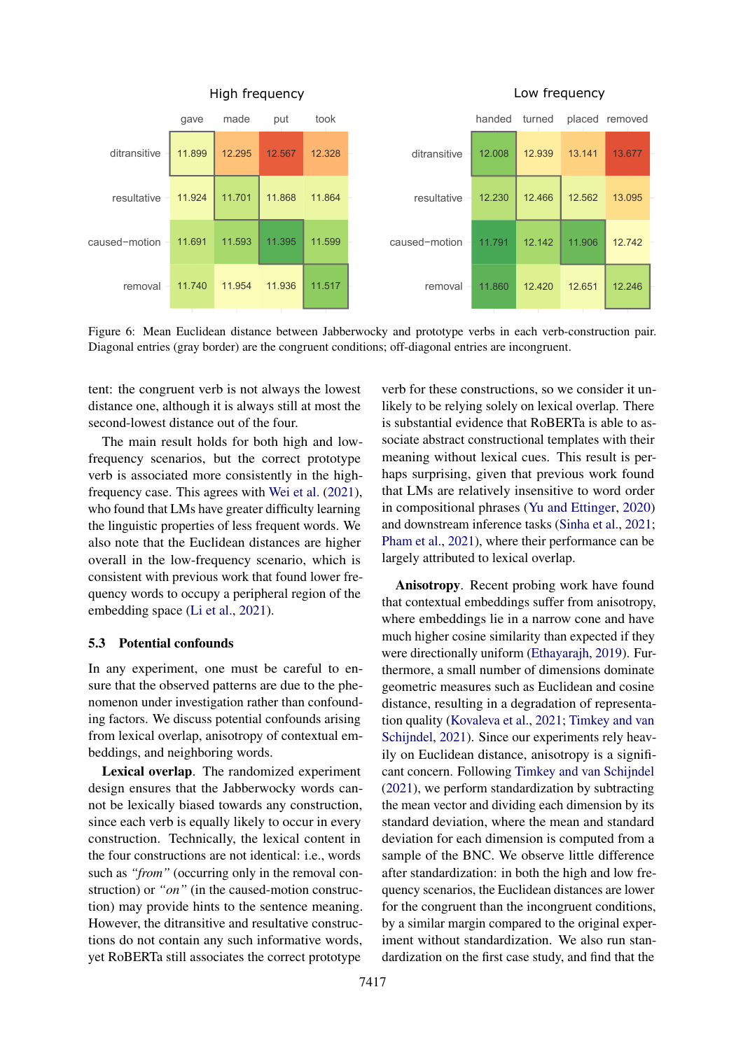High frequency

| | gave | made | put | took |
|---|---|---|---|---|
| ditransitive | 11.899 | 12.295 | 12.567 | 12.328 |
| resultative | 11.924 | 11.701 | 11.868 | 11.864 |
| caused−motion | 11.691 | 11.593 | 11.395 | 11.599 |
| removal | 11.740 | 11.954 | 11.936 | 11.517 |

Low frequency

| | handed | turned | placed | removed |
|---|---|---|---|---|
| ditransitive | 12.008 | 12.939 | 13.141 | 13.677 |
| resultative | 12.230 | 12.466 | 12.562 | 13.095 |
| caused−motion | 11.791 | 12.142 | 11.906 | 12.742 |
| removal | 11.860 | 12.420 | 12.651 | 12.246 |

Figure 6: Mean Euclidean distance between Jabberwocky and prototype verbs in each verb-construction pair. Diagonal entries (gray border) are the congruent conditions; off-diagonal entries are incongruent.

tent: the congruent verb is not always the lowest distance one, although it is always still at most the second-lowest distance out of the four.

The main result holds for both high and low-frequency scenarios, but the correct prototype verb is associated more consistently in the high-frequency case. This agrees with Wei et al. (2021), who found that LMs have greater difficulty learning the linguistic properties of less frequent words. We also note that the Euclidean distances are higher overall in the low-frequency scenario, which is consistent with previous work that found lower frequency words to occupy a peripheral region of the embedding space (Li et al., 2021).

### 5.3 Potential confounds

In any experiment, one must be careful to ensure that the observed patterns are due to the phenomenon under investigation rather than confounding factors. We discuss potential confounds arising from lexical overlap, anisotropy of contextual embeddings, and neighboring words.

**Lexical overlap**. The randomized experiment design ensures that the Jabberwocky words cannot be lexically biased towards any construction, since each verb is equally likely to occur in every construction. Technically, the lexical content in the four constructions are not identical: i.e., words such as *"from"* (occurring only in the removal construction) or *"on"* (in the caused-motion construction) may provide hints to the sentence meaning. However, the ditransitive and resultative constructions do not contain any such informative words, yet RoBERTa still associates the correct prototype verb for these constructions, so we consider it unlikely to be relying solely on lexical overlap. There is substantial evidence that RoBERTa is able to associate abstract constructional templates with their meaning without lexical cues. This result is perhaps surprising, given that previous work found that LMs are relatively insensitive to word order in compositional phrases (Yu and Ettinger, 2020) and downstream inference tasks (Sinha et al., 2021; Pham et al., 2021), where their performance can be largely attributed to lexical overlap.

**Anisotropy**. Recent probing work have found that contextual embeddings suffer from anisotropy, where embeddings lie in a narrow cone and have much higher cosine similarity than expected if they were directionally uniform (Ethayarajh, 2019). Furthermore, a small number of dimensions dominate geometric measures such as Euclidean and cosine distance, resulting in a degradation of representation quality (Kovaleva et al., 2021; Timkey and van Schijndel, 2021). Since our experiments rely heavily on Euclidean distance, anisotropy is a significant concern. Following Timkey and van Schijndel (2021), we perform standardization by subtracting the mean vector and dividing each dimension by its standard deviation, where the mean and standard deviation for each dimension is computed from a sample of the BNC. We observe little difference after standardization: in both the high and low frequency scenarios, the Euclidean distances are lower for the congruent than the incongruent conditions, by a similar margin compared to the original experiment without standardization. We also run standardization on the first case study, and find that the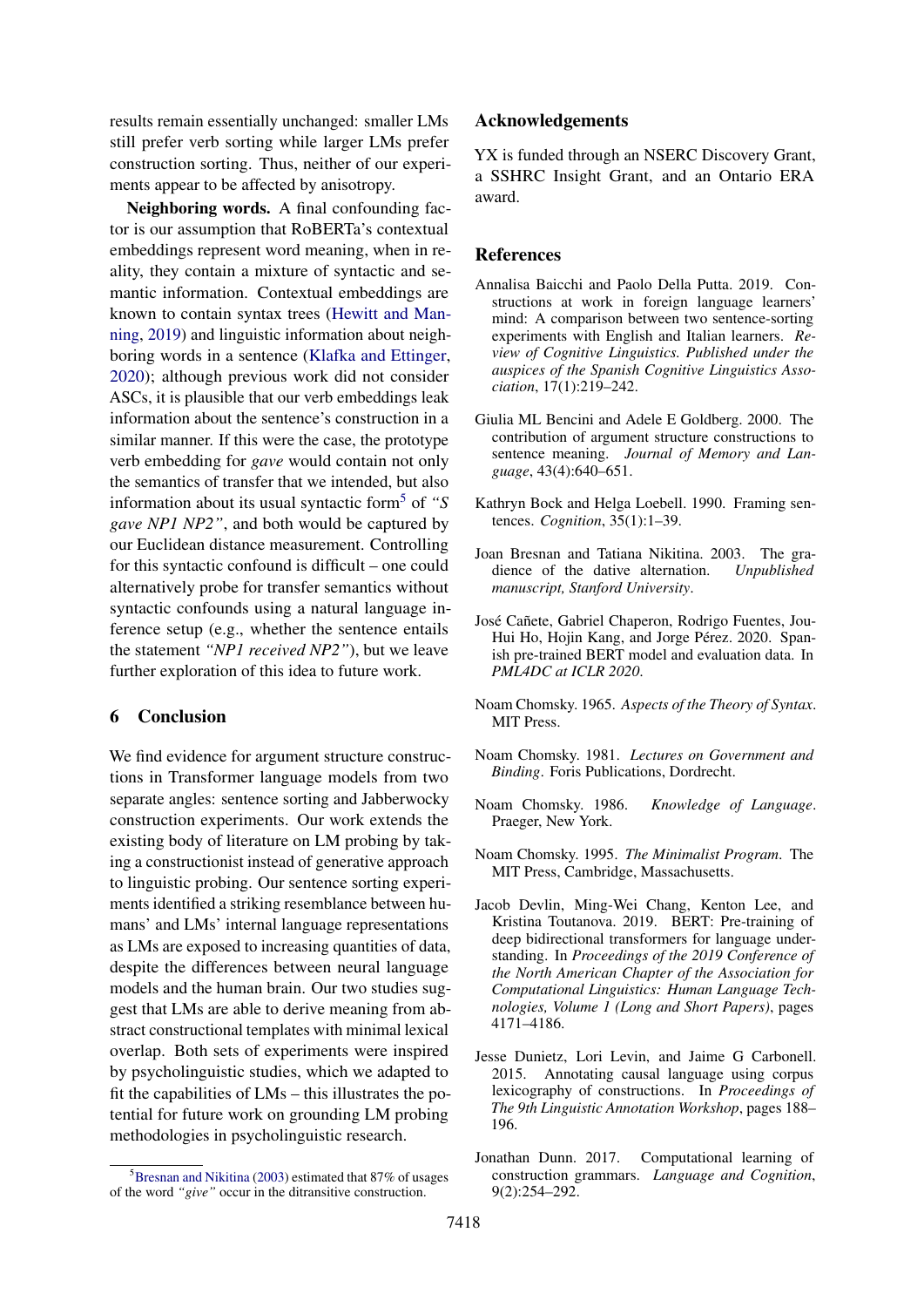results remain essentially unchanged: smaller LMs still prefer verb sorting while larger LMs prefer construction sorting. Thus, neither of our experiments appear to be affected by anisotropy.

**Neighboring words.** A final confounding factor is our assumption that RoBERTa's contextual embeddings represent word meaning, when in reality, they contain a mixture of syntactic and semantic information. Contextual embeddings are known to contain syntax trees (Hewitt and Manning, 2019) and linguistic information about neighboring words in a sentence (Klafka and Ettinger, 2020); although previous work did not consider ASCs, it is plausible that our verb embeddings leak information about the sentence's construction in a similar manner. If this were the case, the prototype verb embedding for *gave* would contain not only the semantics of transfer that we intended, but also information about its usual syntactic form[5] of *"S gave NP1 NP2"*, and both would be captured by our Euclidean distance measurement. Controlling for this syntactic confound is difficult – one could alternatively probe for transfer semantics without syntactic confounds using a natural language inference setup (e.g., whether the sentence entails the statement *"NP1 received NP2"*), but we leave further exploration of this idea to future work.

## 6 Conclusion

We find evidence for argument structure constructions in Transformer language models from two separate angles: sentence sorting and Jabberwocky construction experiments. Our work extends the existing body of literature on LM probing by taking a constructionist instead of generative approach to linguistic probing. Our sentence sorting experiments identified a striking resemblance between humans' and LMs' internal language representations as LMs are exposed to increasing quantities of data, despite the differences between neural language models and the human brain. Our two studies suggest that LMs are able to derive meaning from abstract constructional templates with minimal lexical overlap. Both sets of experiments were inspired by psycholinguistic studies, which we adapted to fit the capabilities of LMs – this illustrates the potential for future work on grounding LM probing methodologies in psycholinguistic research.

[5] Bresnan and Nikitina (2003) estimated that 87% of usages of the word *"give"* occur in the ditransitive construction.

## Acknowledgements

YX is funded through an NSERC Discovery Grant, a SSHRC Insight Grant, and an Ontario ERA award.

## References

Annalisa Baicchi and Paolo Della Putta. 2019. Constructions at work in foreign language learners' mind: A comparison between two sentence-sorting experiments with English and Italian learners. *Review of Cognitive Linguistics. Published under the auspices of the Spanish Cognitive Linguistics Association*, 17(1):219–242.

Giulia ML Bencini and Adele E Goldberg. 2000. The contribution of argument structure constructions to sentence meaning. *Journal of Memory and Language*, 43(4):640–651.

Kathryn Bock and Helga Loebell. 1990. Framing sentences. *Cognition*, 35(1):1–39.

Joan Bresnan and Tatiana Nikitina. 2003. The gradience of the dative alternation. *Unpublished manuscript, Stanford University*.

José Cañete, Gabriel Chaperon, Rodrigo Fuentes, Jou-Hui Ho, Hojin Kang, and Jorge Pérez. 2020. Spanish pre-trained BERT model and evaluation data. In *PML4DC at ICLR 2020*.

Noam Chomsky. 1965. *Aspects of the Theory of Syntax*. MIT Press.

Noam Chomsky. 1981. *Lectures on Government and Binding*. Foris Publications, Dordrecht.

Noam Chomsky. 1986. *Knowledge of Language*. Praeger, New York.

Noam Chomsky. 1995. *The Minimalist Program*. The MIT Press, Cambridge, Massachusetts.

Jacob Devlin, Ming-Wei Chang, Kenton Lee, and Kristina Toutanova. 2019. BERT: Pre-training of deep bidirectional transformers for language understanding. In *Proceedings of the 2019 Conference of the North American Chapter of the Association for Computational Linguistics: Human Language Technologies, Volume 1 (Long and Short Papers)*, pages 4171–4186.

Jesse Dunietz, Lori Levin, and Jaime G Carbonell. 2015. Annotating causal language using corpus lexicography of constructions. In *Proceedings of The 9th Linguistic Annotation Workshop*, pages 188–196.

Jonathan Dunn. 2017. Computational learning of construction grammars. *Language and Cognition*, 9(2):254–292.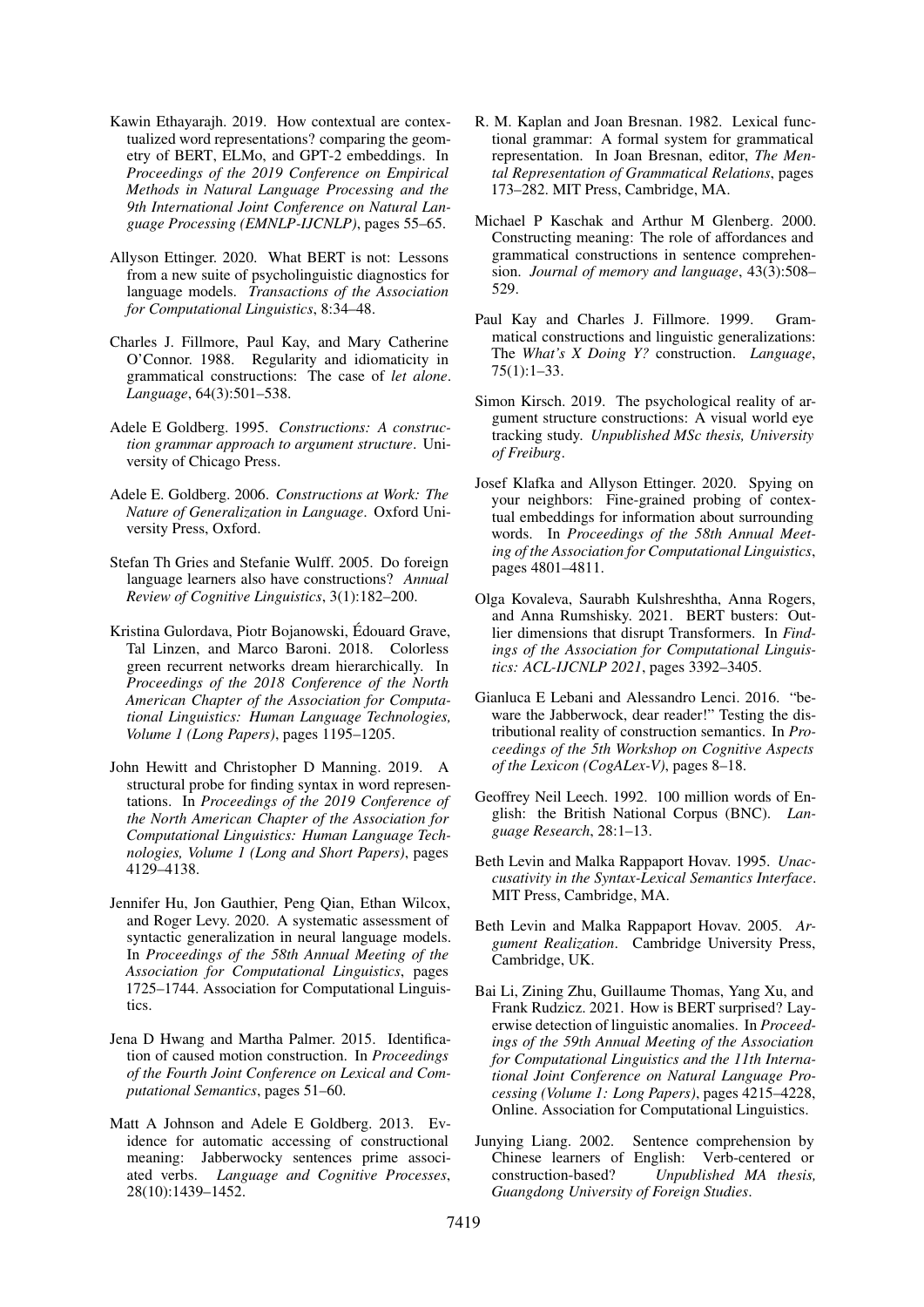Kawin Ethayarajh. 2019. How contextual are contextualized word representations? comparing the geometry of BERT, ELMo, and GPT-2 embeddings. In *Proceedings of the 2019 Conference on Empirical Methods in Natural Language Processing and the 9th International Joint Conference on Natural Language Processing (EMNLP-IJCNLP)*, pages 55–65.

Allyson Ettinger. 2020. What BERT is not: Lessons from a new suite of psycholinguistic diagnostics for language models. *Transactions of the Association for Computational Linguistics*, 8:34–48.

Charles J. Fillmore, Paul Kay, and Mary Catherine O'Connor. 1988. Regularity and idiomaticity in grammatical constructions: The case of *let alone*. *Language*, 64(3):501–538.

Adele E Goldberg. 1995. *Constructions: A construction grammar approach to argument structure*. University of Chicago Press.

Adele E. Goldberg. 2006. *Constructions at Work: The Nature of Generalization in Language*. Oxford University Press, Oxford.

Stefan Th Gries and Stefanie Wulff. 2005. Do foreign language learners also have constructions? *Annual Review of Cognitive Linguistics*, 3(1):182–200.

Kristina Gulordava, Piotr Bojanowski, Édouard Grave, Tal Linzen, and Marco Baroni. 2018. Colorless green recurrent networks dream hierarchically. In *Proceedings of the 2018 Conference of the North American Chapter of the Association for Computational Linguistics: Human Language Technologies, Volume 1 (Long Papers)*, pages 1195–1205.

John Hewitt and Christopher D Manning. 2019. A structural probe for finding syntax in word representations. In *Proceedings of the 2019 Conference of the North American Chapter of the Association for Computational Linguistics: Human Language Technologies, Volume 1 (Long and Short Papers)*, pages 4129–4138.

Jennifer Hu, Jon Gauthier, Peng Qian, Ethan Wilcox, and Roger Levy. 2020. A systematic assessment of syntactic generalization in neural language models. In *Proceedings of the 58th Annual Meeting of the Association for Computational Linguistics*, pages 1725–1744. Association for Computational Linguistics.

Jena D Hwang and Martha Palmer. 2015. Identification of caused motion construction. In *Proceedings of the Fourth Joint Conference on Lexical and Computational Semantics*, pages 51–60.

Matt A Johnson and Adele E Goldberg. 2013. Evidence for automatic accessing of constructional meaning: Jabberwocky sentences prime associated verbs. *Language and Cognitive Processes*, 28(10):1439–1452.

R. M. Kaplan and Joan Bresnan. 1982. Lexical functional grammar: A formal system for grammatical representation. In Joan Bresnan, editor, *The Mental Representation of Grammatical Relations*, pages 173–282. MIT Press, Cambridge, MA.

Michael P Kaschak and Arthur M Glenberg. 2000. Constructing meaning: The role of affordances and grammatical constructions in sentence comprehension. *Journal of memory and language*, 43(3):508–529.

Paul Kay and Charles J. Fillmore. 1999. Grammatical constructions and linguistic generalizations: The *What's X Doing Y?* construction. *Language*, 75(1):1–33.

Simon Kirsch. 2019. The psychological reality of argument structure constructions: A visual world eye tracking study. *Unpublished MSc thesis, University of Freiburg*.

Josef Klafka and Allyson Ettinger. 2020. Spying on your neighbors: Fine-grained probing of contextual embeddings for information about surrounding words. In *Proceedings of the 58th Annual Meeting of the Association for Computational Linguistics*, pages 4801–4811.

Olga Kovaleva, Saurabh Kulshreshtha, Anna Rogers, and Anna Rumshisky. 2021. BERT busters: Outlier dimensions that disrupt Transformers. In *Findings of the Association for Computational Linguistics: ACL-IJCNLP 2021*, pages 3392–3405.

Gianluca E Lebani and Alessandro Lenci. 2016. "beware the Jabberwock, dear reader!" Testing the distributional reality of construction semantics. In *Proceedings of the 5th Workshop on Cognitive Aspects of the Lexicon (CogALex-V)*, pages 8–18.

Geoffrey Neil Leech. 1992. 100 million words of English: the British National Corpus (BNC). *Language Research*, 28:1–13.

Beth Levin and Malka Rappaport Hovav. 1995. *Unaccusativity in the Syntax-Lexical Semantics Interface*. MIT Press, Cambridge, MA.

Beth Levin and Malka Rappaport Hovav. 2005. *Argument Realization*. Cambridge University Press, Cambridge, UK.

Bai Li, Zining Zhu, Guillaume Thomas, Yang Xu, and Frank Rudzicz. 2021. How is BERT surprised? Layerwise detection of linguistic anomalies. In *Proceedings of the 59th Annual Meeting of the Association for Computational Linguistics and the 11th International Joint Conference on Natural Language Processing (Volume 1: Long Papers)*, pages 4215–4228, Online. Association for Computational Linguistics.

Junying Liang. 2002. Sentence comprehension by Chinese learners of English: Verb-centered or construction-based? *Unpublished MA thesis, Guangdong University of Foreign Studies*.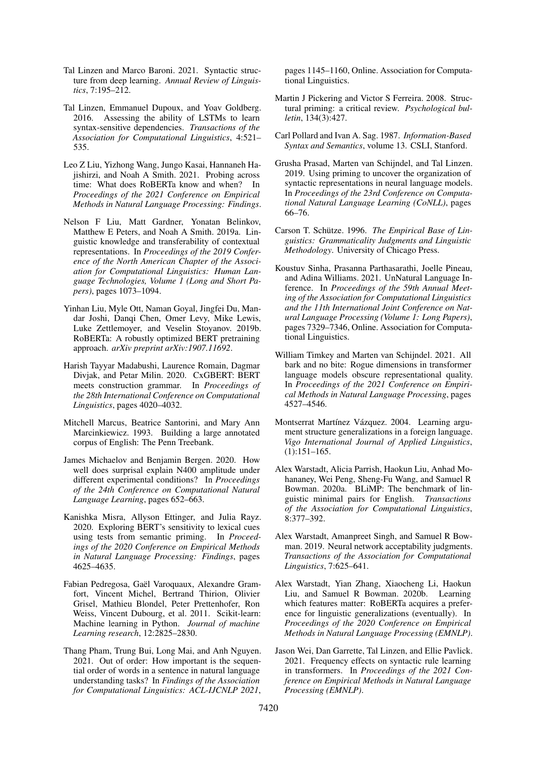Tal Linzen and Marco Baroni. 2021. Syntactic structure from deep learning. *Annual Review of Linguistics*, 7:195–212.

Tal Linzen, Emmanuel Dupoux, and Yoav Goldberg. 2016. Assessing the ability of LSTMs to learn syntax-sensitive dependencies. *Transactions of the Association for Computational Linguistics*, 4:521–535.

Leo Z Liu, Yizhong Wang, Jungo Kasai, Hannaneh Hajishirzi, and Noah A Smith. 2021. Probing across time: What does RoBERTa know and when? In *Proceedings of the 2021 Conference on Empirical Methods in Natural Language Processing: Findings*.

Nelson F Liu, Matt Gardner, Yonatan Belinkov, Matthew E Peters, and Noah A Smith. 2019a. Linguistic knowledge and transferability of contextual representations. In *Proceedings of the 2019 Conference of the North American Chapter of the Association for Computational Linguistics: Human Language Technologies, Volume 1 (Long and Short Papers)*, pages 1073–1094.

Yinhan Liu, Myle Ott, Naman Goyal, Jingfei Du, Mandar Joshi, Danqi Chen, Omer Levy, Mike Lewis, Luke Zettlemoyer, and Veselin Stoyanov. 2019b. RoBERTa: A robustly optimized BERT pretraining approach. *arXiv preprint arXiv:1907.11692*.

Harish Tayyar Madabushi, Laurence Romain, Dagmar Divjak, and Petar Milin. 2020. CxGBERT: BERT meets construction grammar. In *Proceedings of the 28th International Conference on Computational Linguistics*, pages 4020–4032.

Mitchell Marcus, Beatrice Santorini, and Mary Ann Marcinkiewicz. 1993. Building a large annotated corpus of English: The Penn Treebank.

James Michaelov and Benjamin Bergen. 2020. How well does surprisal explain N400 amplitude under different experimental conditions? In *Proceedings of the 24th Conference on Computational Natural Language Learning*, pages 652–663.

Kanishka Misra, Allyson Ettinger, and Julia Rayz. 2020. Exploring BERT's sensitivity to lexical cues using tests from semantic priming. In *Proceedings of the 2020 Conference on Empirical Methods in Natural Language Processing: Findings*, pages 4625–4635.

Fabian Pedregosa, Gaël Varoquaux, Alexandre Gramfort, Vincent Michel, Bertrand Thirion, Olivier Grisel, Mathieu Blondel, Peter Prettenhofer, Ron Weiss, Vincent Dubourg, et al. 2011. Scikit-learn: Machine learning in Python. *Journal of machine Learning research*, 12:2825–2830.

Thang Pham, Trung Bui, Long Mai, and Anh Nguyen. 2021. Out of order: How important is the sequential order of words in a sentence in natural language understanding tasks? In *Findings of the Association for Computational Linguistics: ACL-IJCNLP 2021*, pages 1145–1160, Online. Association for Computational Linguistics.

Martin J Pickering and Victor S Ferreira. 2008. Structural priming: a critical review. *Psychological bulletin*, 134(3):427.

Carl Pollard and Ivan A. Sag. 1987. *Information-Based Syntax and Semantics*, volume 13. CSLI, Stanford.

Grusha Prasad, Marten van Schijndel, and Tal Linzen. 2019. Using priming to uncover the organization of syntactic representations in neural language models. In *Proceedings of the 23rd Conference on Computational Natural Language Learning (CoNLL)*, pages 66–76.

Carson T. Schütze. 1996. *The Empirical Base of Linguistics: Grammaticality Judgments and Linguistic Methodology*. University of Chicago Press.

Koustuv Sinha, Prasanna Parthasarathi, Joelle Pineau, and Adina Williams. 2021. UnNatural Language Inference. In *Proceedings of the 59th Annual Meeting of the Association for Computational Linguistics and the 11th International Joint Conference on Natural Language Processing (Volume 1: Long Papers)*, pages 7329–7346, Online. Association for Computational Linguistics.

William Timkey and Marten van Schijndel. 2021. All bark and no bite: Rogue dimensions in transformer language models obscure representational quality. In *Proceedings of the 2021 Conference on Empirical Methods in Natural Language Processing*, pages 4527–4546.

Montserrat Martínez Vázquez. 2004. Learning argument structure generalizations in a foreign language. *Vigo International Journal of Applied Linguistics*, (1):151–165.

Alex Warstadt, Alicia Parrish, Haokun Liu, Anhad Mohananey, Wei Peng, Sheng-Fu Wang, and Samuel R Bowman. 2020a. BLiMP: The benchmark of linguistic minimal pairs for English. *Transactions of the Association for Computational Linguistics*, 8:377–392.

Alex Warstadt, Amanpreet Singh, and Samuel R Bowman. 2019. Neural network acceptability judgments. *Transactions of the Association for Computational Linguistics*, 7:625–641.

Alex Warstadt, Yian Zhang, Xiaocheng Li, Haokun Liu, and Samuel R Bowman. 2020b. Learning which features matter: RoBERTa acquires a preference for linguistic generalizations (eventually). In *Proceedings of the 2020 Conference on Empirical Methods in Natural Language Processing (EMNLP)*.

Jason Wei, Dan Garrette, Tal Linzen, and Ellie Pavlick. 2021. Frequency effects on syntactic rule learning in transformers. In *Proceedings of the 2021 Conference on Empirical Methods in Natural Language Processing (EMNLP)*.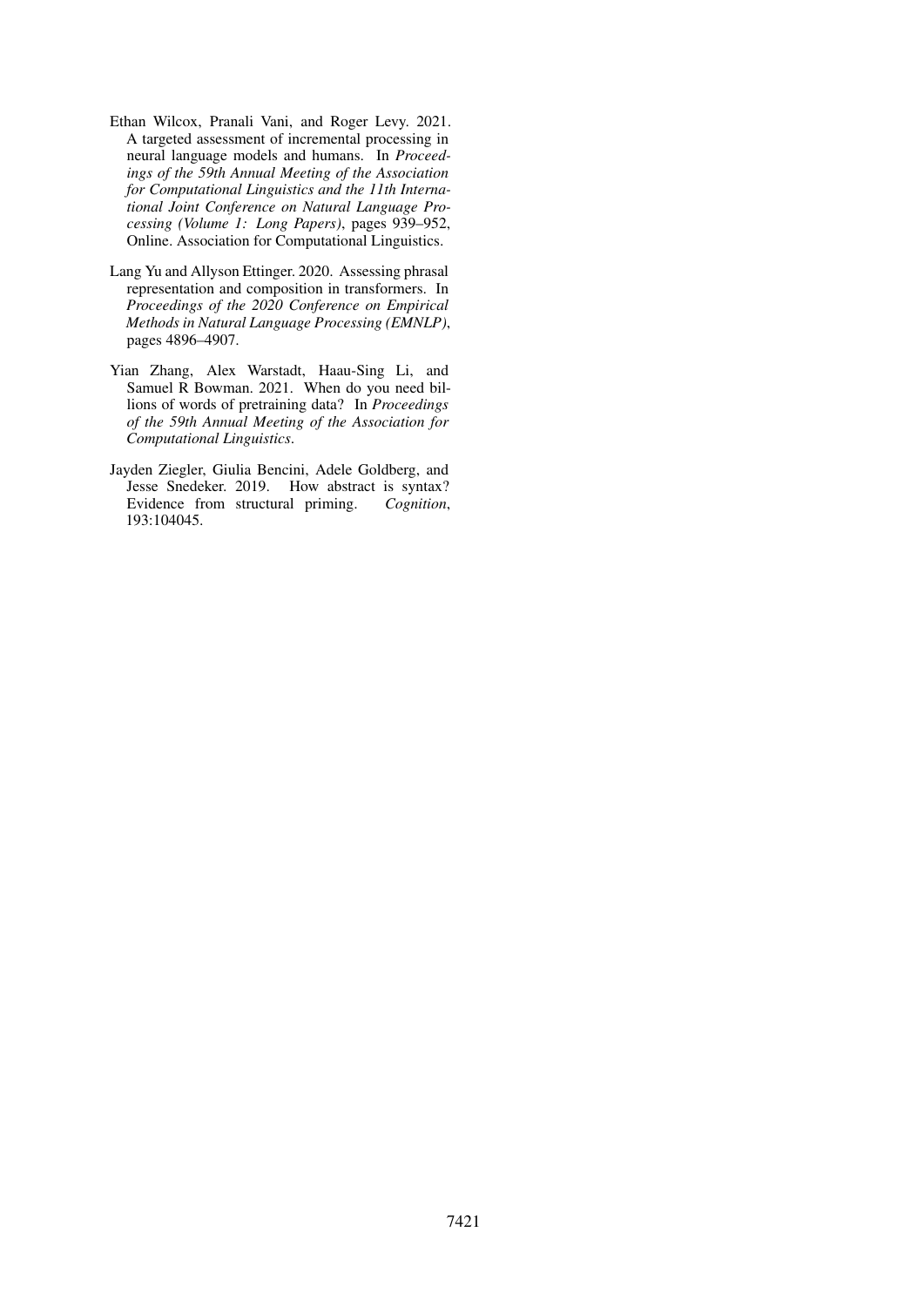Ethan Wilcox, Pranali Vani, and Roger Levy. 2021. A targeted assessment of incremental processing in neural language models and humans. In *Proceedings of the 59th Annual Meeting of the Association for Computational Linguistics and the 11th International Joint Conference on Natural Language Processing (Volume 1: Long Papers)*, pages 939–952, Online. Association for Computational Linguistics.

Lang Yu and Allyson Ettinger. 2020. Assessing phrasal representation and composition in transformers. In *Proceedings of the 2020 Conference on Empirical Methods in Natural Language Processing (EMNLP)*, pages 4896–4907.

Yian Zhang, Alex Warstadt, Haau-Sing Li, and Samuel R Bowman. 2021. When do you need billions of words of pretraining data? In *Proceedings of the 59th Annual Meeting of the Association for Computational Linguistics*.

Jayden Ziegler, Giulia Bencini, Adele Goldberg, and Jesse Snedeker. 2019. How abstract is syntax? Evidence from structural priming. *Cognition*, 193:104045.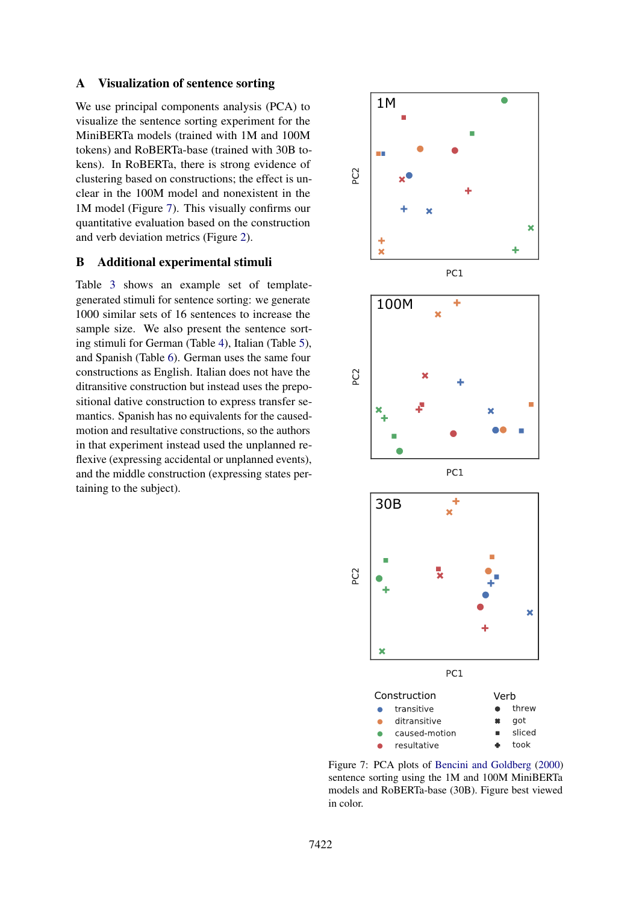## A Visualization of sentence sorting

We use principal components analysis (PCA) to visualize the sentence sorting experiment for the MiniBERTa models (trained with 1M and 100M tokens) and RoBERTa-base (trained with 30B tokens). In RoBERTa, there is strong evidence of clustering based on constructions; the effect is unclear in the 100M model and nonexistent in the 1M model (Figure 7). This visually confirms our quantitative evaluation based on the construction and verb deviation metrics (Figure 2).

## B Additional experimental stimuli

Table 3 shows an example set of template-generated stimuli for sentence sorting: we generate 1000 similar sets of 16 sentences to increase the sample size. We also present the sentence sorting stimuli for German (Table 4), Italian (Table 5), and Spanish (Table 6). German uses the same four constructions as English. Italian does not have the ditransitive construction but instead uses the prepositional dative construction to express transfer semantics. Spanish has no equivalents for the caused-motion and resultative constructions, so the authors in that experiment instead used the unplanned reflexive (expressing accidental or unplanned events), and the middle construction (expressing states pertaining to the subject).

Figure 7: PCA plots of Bencini and Goldberg (2000) sentence sorting using the 1M and 100M MiniBERTa models and RoBERTa-base (30B). Figure best viewed in color.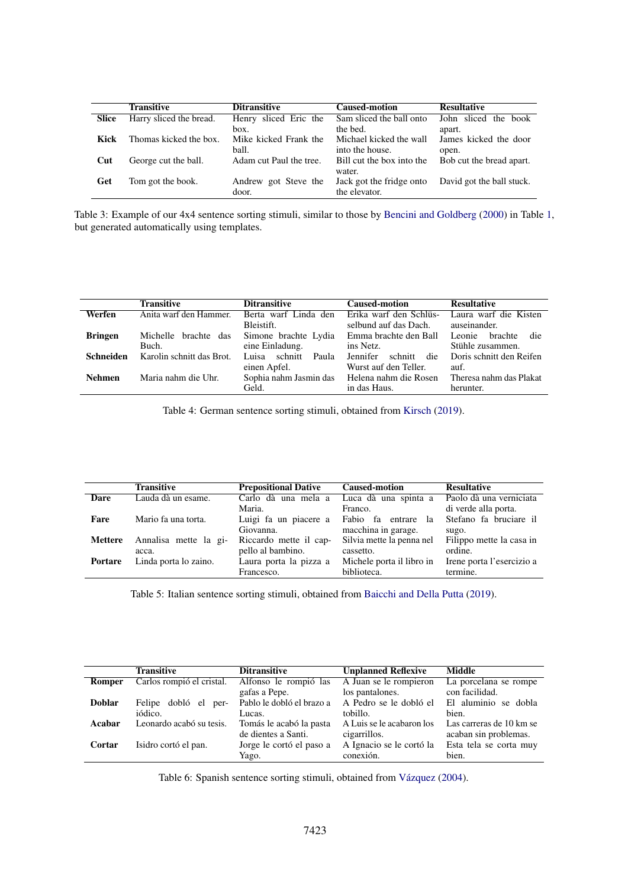| | Transitive | Ditransitive | Caused-motion | Resultative |
|---|---|---|---|---|
| **Slice** | Harry sliced the bread. | Henry sliced Eric the box. | Sam sliced the ball onto the bed. | John sliced the book apart. |
| **Kick** | Thomas kicked the box. | Mike kicked Frank the ball. | Michael kicked the wall into the house. | James kicked the door open. |
| **Cut** | George cut the ball. | Adam cut Paul the tree. | Bill cut the box into the water. | Bob cut the bread apart. |
| **Get** | Tom got the book. | Andrew got Steve the door. | Jack got the fridge onto the elevator. | David got the ball stuck. |

Table 3: Example of our 4x4 sentence sorting stimuli, similar to those by Bencini and Goldberg (2000) in Table 1, but generated automatically using templates.

| | Transitive | Ditransitive | Caused-motion | Resultative |
|---|---|---|---|---|
| **Werfen** | Anita warf den Hammer. | Berta warf Linda den Bleistift. | Erika warf den Schlüsselbund auf das Dach. | Laura warf die Kisten auseinander. |
| **Bringen** | Michelle brachte das Buch. | Simone brachte Lydia eine Einladung. | Emma brachte den Ball ins Netz. | Leonie brachte die Stühle zusammen. |
| **Schneiden** | Karolin schnitt das Brot. | Luisa schnitt Paula einen Apfel. | Jennifer schnitt die Wurst auf den Teller. | Doris schnitt den Reifen auf. |
| **Nehmen** | Maria nahm die Uhr. | Sophia nahm Jasmin das Geld. | Helena nahm die Rosen in das Haus. | Theresa nahm das Plakat herunter. |

Table 4: German sentence sorting stimuli, obtained from Kirsch (2019).

| | Transitive | Prepositional Dative | Caused-motion | Resultative |
|---|---|---|---|---|
| **Dare** | Lauda dà un esame. | Carlo dà una mela a Maria. | Luca dà una spinta a Franco. | Paolo dà una verniciata di verde alla porta. |
| **Fare** | Mario fa una torta. | Luigi fa un piacere a Giovanna. | Fabio fa entrare la macchina in garage. | Stefano fa bruciare il sugo. |
| **Mettere** | Annalisa mette la giacca. | Riccardo mette il cappello al bambino. | Silvia mette la penna nel cassetto. | Filippo mette la casa in ordine. |
| **Portare** | Linda porta lo zaino. | Laura porta la pizza a Francesco. | Michele porta il libro in biblioteca. | Irene porta l'esercizio a termine. |

Table 5: Italian sentence sorting stimuli, obtained from Baicchi and Della Putta (2019).

| | Transitive | Ditransitive | Unplanned Reflexive | Middle |
|---|---|---|---|---|
| **Romper** | Carlos rompió el cristal. | Alfonso le rompió las gafas a Pepe. | A Juan se le rompieron los pantalones. | La porcelana se rompe con facilidad. |
| **Doblar** | Felipe dobló el periódico. | Pablo le dobló el brazo a Lucas. | A Pedro se le dobló el tobillo. | El aluminio se dobla bien. |
| **Acabar** | Leonardo acabó su tesis. | Tomás le acabó la pasta de dientes a Santi. | A Luis se le acabaron los cigarrillos. | Las carreras de 10 km se acaban sin problemas. |
| **Cortar** | Isidro cortó el pan. | Jorge le cortó el paso a Yago. | A Ignacio se le cortó la conexión. | Esta tela se corta muy bien. |

Table 6: Spanish sentence sorting stimuli, obtained from Vázquez (2004).